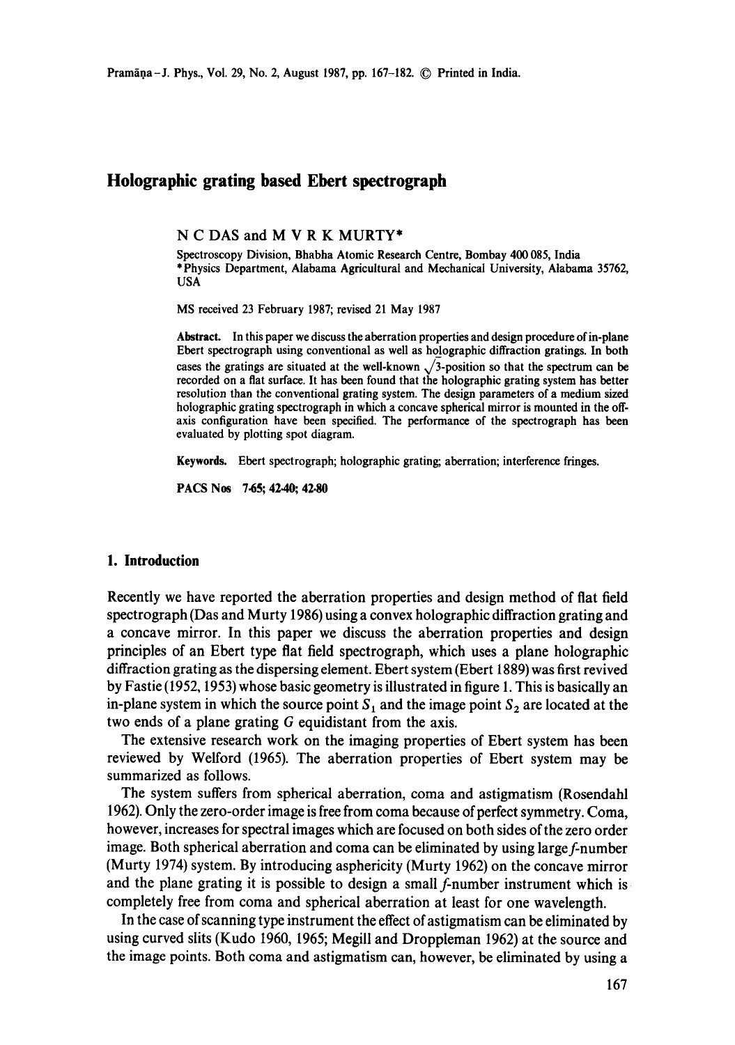# Holographic grating based Ebert spectrograph

N C DAS and M V R K MURTY*

Spectroscopy Division, Bhabha Atomic Research Centre, Bombay 400 085, India
*Physics Department, Alabama Agricultural and Mechanical University, Alabama 35762, USA

MS received 23 February 1987; revised 21 May 1987

**Abstract.** In this paper we discuss the aberration properties and design procedure of in-plane Ebert spectrograph using conventional as well as holographic diffraction gratings. In both cases the gratings are situated at the well-known $\sqrt{3}$-position so that the spectrum can be recorded on a flat surface. It has been found that the holographic grating system has better resolution than the conventional grating system. The design parameters of a medium sized holographic grating spectrograph in which a concave spherical mirror is mounted in the off-axis configuration have been specified. The performance of the spectrograph has been evaluated by plotting spot diagram.

**Keywords.** Ebert spectrograph; holographic grating; aberration; interference fringes.

**PACS Nos** 7·65; 42·40; 42·80

## 1. Introduction

Recently we have reported the aberration properties and design method of flat field spectrograph (Das and Murty 1986) using a convex holographic diffraction grating and a concave mirror. In this paper we discuss the aberration properties and design principles of an Ebert type flat field spectrograph, which uses a plane holographic diffraction grating as the dispersing element. Ebert system (Ebert 1889) was first revived by Fastie (1952, 1953) whose basic geometry is illustrated in figure 1. This is basically an in-plane system in which the source point $S_1$ and the image point $S_2$ are located at the two ends of a plane grating $G$ equidistant from the axis.

The extensive research work on the imaging properties of Ebert system has been reviewed by Welford (1965). The aberration properties of Ebert system may be summarized as follows.

The system suffers from spherical aberration, coma and astigmatism (Rosendahl 1962). Only the zero-order image is free from coma because of perfect symmetry. Coma, however, increases for spectral images which are focused on both sides of the zero order image. Both spherical aberration and coma can be eliminated by using large $f$-number (Murty 1974) system. By introducing asphericity (Murty 1962) on the concave mirror and the plane grating it is possible to design a small $f$-number instrument which is completely free from coma and spherical aberration at least for one wavelength.

In the case of scanning type instrument the effect of astigmatism can be eliminated by using curved slits (Kudo 1960, 1965; Megill and Droppleman 1962) at the source and the image points. Both coma and astigmatism can, however, be eliminated by using a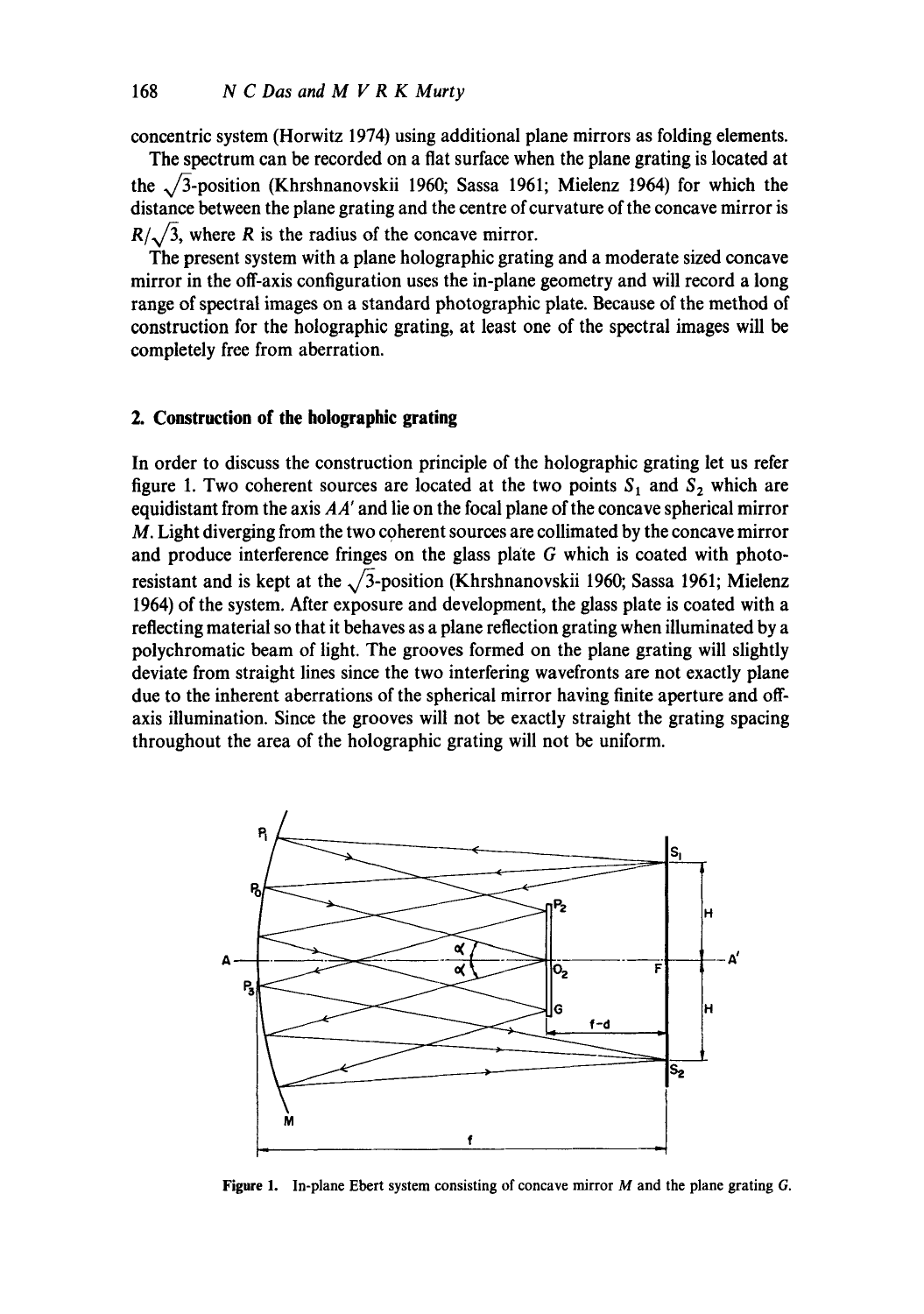concentric system (Horwitz 1974) using additional plane mirrors as folding elements.

The spectrum can be recorded on a flat surface when the plane grating is located at the $\sqrt{3}$-position (Khrshnanovskii 1960; Sassa 1961; Mielenz 1964) for which the distance between the plane grating and the centre of curvature of the concave mirror is $R/\sqrt{3}$, where $R$ is the radius of the concave mirror.

The present system with a plane holographic grating and a moderate sized concave mirror in the off-axis configuration uses the in-plane geometry and will record a long range of spectral images on a standard photographic plate. Because of the method of construction for the holographic grating, at least one of the spectral images will be completely free from aberration.

## 2. Construction of the holographic grating

In order to discuss the construction principle of the holographic grating let us refer figure 1. Two coherent sources are located at the two points $S_1$ and $S_2$ which are equidistant from the axis $AA'$ and lie on the focal plane of the concave spherical mirror $M$. Light diverging from the two coherent sources are collimated by the concave mirror and produce interference fringes on the glass plate $G$ which is coated with photoresistant and is kept at the $\sqrt{3}$-position (Khrshnanovskii 1960; Sassa 1961; Mielenz 1964) of the system. After exposure and development, the glass plate is coated with a reflecting material so that it behaves as a plane reflection grating when illuminated by a polychromatic beam of light. The grooves formed on the plane grating will slightly deviate from straight lines since the two interfering wavefronts are not exactly plane due to the inherent aberrations of the spherical mirror having finite aperture and off-axis illumination. Since the grooves will not be exactly straight the grating spacing throughout the area of the holographic grating will not be uniform.

**Figure 1.** In-plane Ebert system consisting of concave mirror $M$ and the plane grating $G$.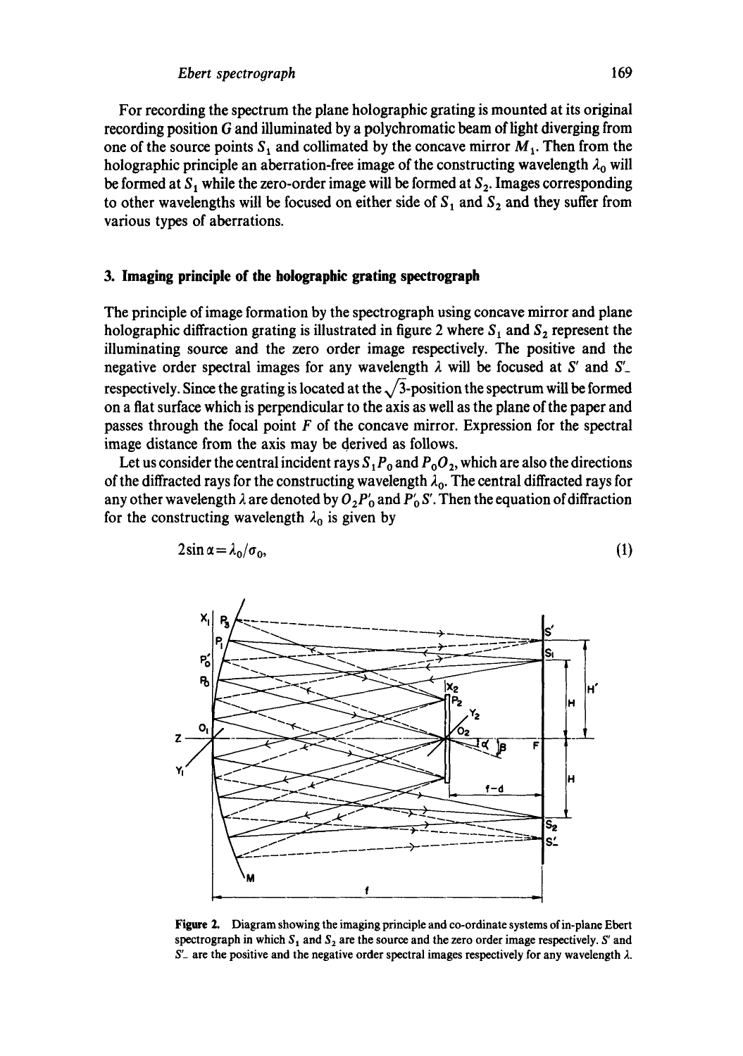For recording the spectrum the plane holographic grating is mounted at its original recording position $G$ and illuminated by a polychromatic beam of light diverging from one of the source points $S_1$ and collimated by the concave mirror $M_1$. Then from the holographic principle an aberration-free image of the constructing wavelength $\lambda_0$ will be formed at $S_1$ while the zero-order image will be formed at $S_2$. Images corresponding to other wavelengths will be focused on either side of $S_1$ and $S_2$ and they suffer from various types of aberrations.

## 3. Imaging principle of the holographic grating spectrograph

The principle of image formation by the spectrograph using concave mirror and plane holographic diffraction grating is illustrated in figure 2 where $S_1$ and $S_2$ represent the illuminating source and the zero order image respectively. The positive and the negative order spectral images for any wavelength $\lambda$ will be focused at $S'$ and $S'_-$ respectively. Since the grating is located at the $\sqrt{3}$-position the spectrum will be formed on a flat surface which is perpendicular to the axis as well as the plane of the paper and passes through the focal point $F$ of the concave mirror. Expression for the spectral image distance from the axis may be derived as follows.

Let us consider the central incident rays $S_1P_0$ and $P_0O_2$, which are also the directions of the diffracted rays for the constructing wavelength $\lambda_0$. The central diffracted rays for any other wavelength $\lambda$ are denoted by $O_2P'_0$ and $P'_0S'$. Then the equation of diffraction for the constructing wavelength $\lambda_0$ is given by

$$2\sin\alpha = \lambda_0/\sigma_0, \tag{1}$$

**Figure 2.** Diagram showing the imaging principle and co-ordinate systems of in-plane Ebert spectrograph in which $S_1$ and $S_2$ are the source and the zero order image respectively. $S'$ and $S'_-$ are the positive and the negative order spectral images respectively for any wavelength $\lambda$.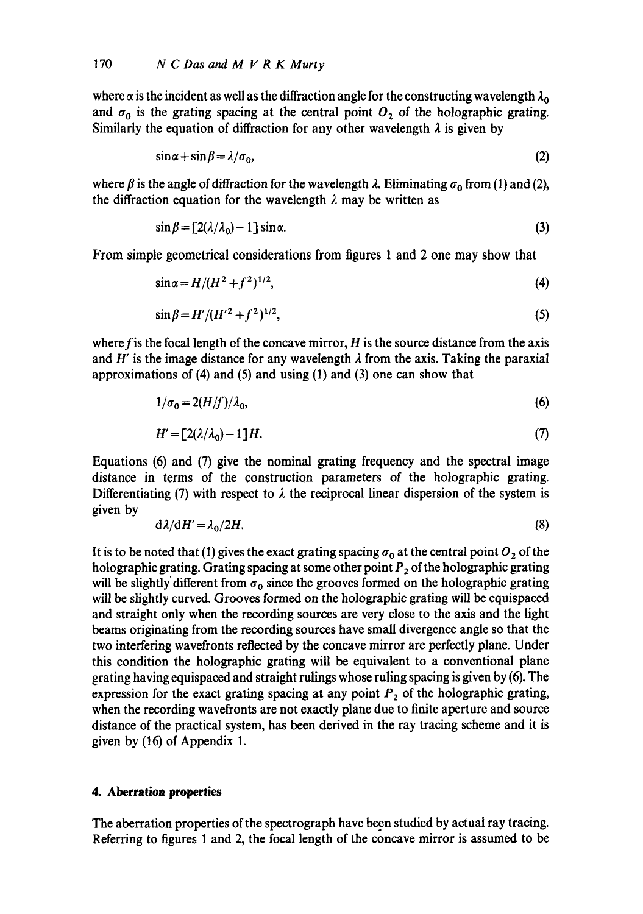where $\alpha$ is the incident as well as the diffraction angle for the constructing wavelength $\lambda_0$ and $\sigma_0$ is the grating spacing at the central point $O_2$ of the holographic grating. Similarly the equation of diffraction for any other wavelength $\lambda$ is given by

$$\sin\alpha + \sin\beta = \lambda/\sigma_0, \tag{2}$$

where $\beta$ is the angle of diffraction for the wavelength $\lambda$. Eliminating $\sigma_0$ from (1) and (2), the diffraction equation for the wavelength $\lambda$ may be written as

$$\sin\beta = [2(\lambda/\lambda_0) - 1]\sin\alpha. \tag{3}$$

From simple geometrical considerations from figures 1 and 2 one may show that

$$\sin\alpha = H/(H^2 + f^2)^{1/2}, \tag{4}$$

$$\sin\beta = H'/(H'^2 + f^2)^{1/2}, \tag{5}$$

where $f$ is the focal length of the concave mirror, $H$ is the source distance from the axis and $H'$ is the image distance for any wavelength $\lambda$ from the axis. Taking the paraxial approximations of (4) and (5) and using (1) and (3) one can show that

$$1/\sigma_0 = 2(H/f)/\lambda_0, \tag{6}$$

$$H' = [2(\lambda/\lambda_0) - 1]H. \tag{7}$$

Equations (6) and (7) give the nominal grating frequency and the spectral image distance in terms of the construction parameters of the holographic grating. Differentiating (7) with respect to $\lambda$ the reciprocal linear dispersion of the system is given by

$$\mathrm{d}\lambda/\mathrm{d}H' = \lambda_0/2H. \tag{8}$$

It is to be noted that (1) gives the exact grating spacing $\sigma_0$ at the central point $O_2$ of the holographic grating. Grating spacing at some other point $P_2$ of the holographic grating will be slightly different from $\sigma_0$ since the grooves formed on the holographic grating will be slightly curved. Grooves formed on the holographic grating will be equispaced and straight only when the recording sources are very close to the axis and the light beams originating from the recording sources have small divergence angle so that the two interfering wavefronts reflected by the concave mirror are perfectly plane. Under this condition the holographic grating will be equivalent to a conventional plane grating having equispaced and straight rulings whose ruling spacing is given by (6). The expression for the exact grating spacing at any point $P_2$ of the holographic grating, when the recording wavefronts are not exactly plane due to finite aperture and source distance of the practical system, has been derived in the ray tracing scheme and it is given by (16) of Appendix 1.

## 4. Aberration properties

The aberration properties of the spectrograph have been studied by actual ray tracing. Referring to figures 1 and 2, the focal length of the concave mirror is assumed to be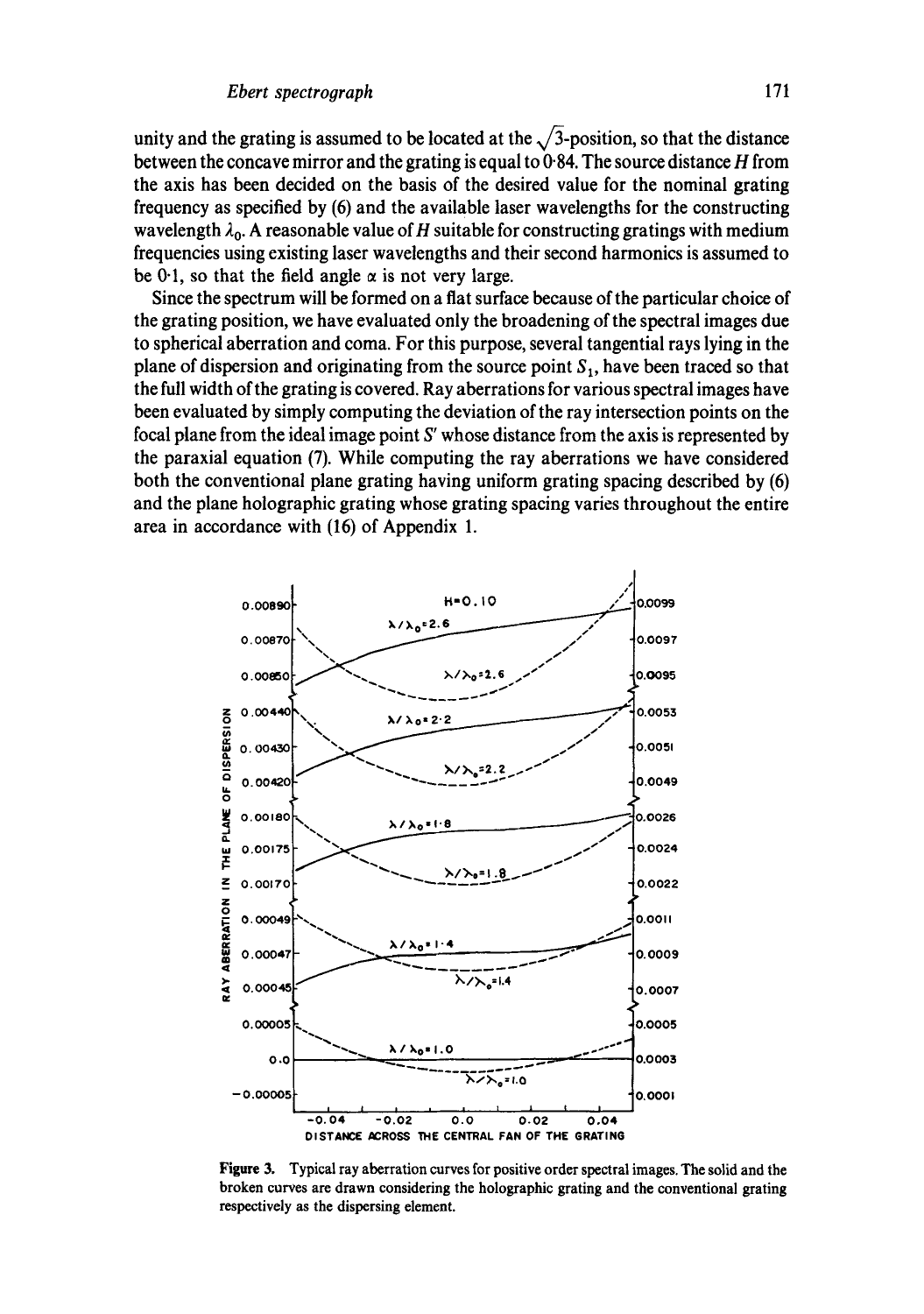unity and the grating is assumed to be located at the $\sqrt{3}$-position, so that the distance between the concave mirror and the grating is equal to 0·84. The source distance $H$ from the axis has been decided on the basis of the desired value for the nominal grating frequency as specified by (6) and the available laser wavelengths for the constructing wavelength $\lambda_0$. A reasonable value of $H$ suitable for constructing gratings with medium frequencies using existing laser wavelengths and their second harmonics is assumed to be 0·1, so that the field angle $\alpha$ is not very large.

Since the spectrum will be formed on a flat surface because of the particular choice of the grating position, we have evaluated only the broadening of the spectral images due to spherical aberration and coma. For this purpose, several tangential rays lying in the plane of dispersion and originating from the source point $S_1$, have been traced so that the full width of the grating is covered. Ray aberrations for various spectral images have been evaluated by simply computing the deviation of the ray intersection points on the focal plane from the ideal image point $S'$ whose distance from the axis is represented by the paraxial equation (7). While computing the ray aberrations we have considered both the conventional plane grating having uniform grating spacing described by (6) and the plane holographic grating whose grating spacing varies throughout the entire area in accordance with (16) of Appendix 1.

**Figure 3.** Typical ray aberration curves for positive order spectral images. The solid and the broken curves are drawn considering the holographic grating and the conventional grating respectively as the dispersing element.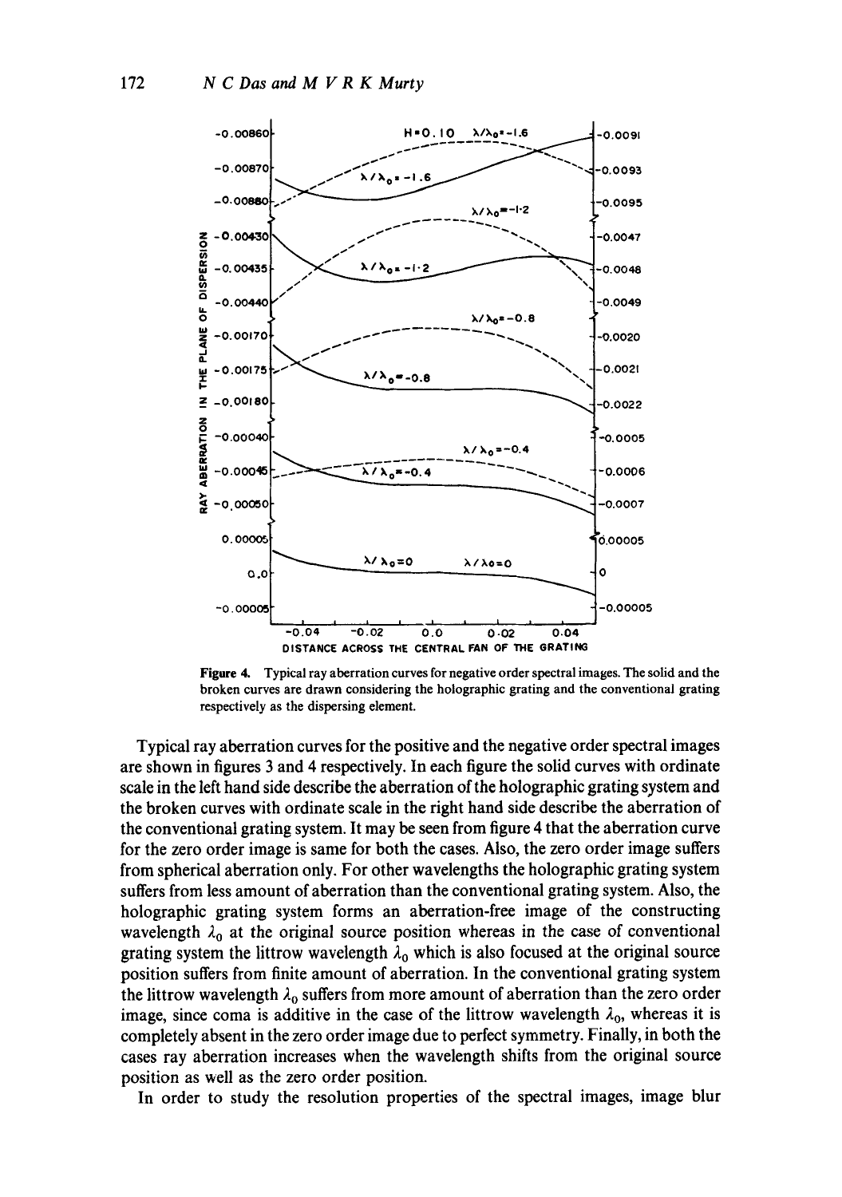**Figure 4.** Typical ray aberration curves for negative order spectral images. The solid and the broken curves are drawn considering the holographic grating and the conventional grating respectively as the dispersing element.

Typical ray aberration curves for the positive and the negative order spectral images are shown in figures 3 and 4 respectively. In each figure the solid curves with ordinate scale in the left hand side describe the aberration of the holographic grating system and the broken curves with ordinate scale in the right hand side describe the aberration of the conventional grating system. It may be seen from figure 4 that the aberration curve for the zero order image is same for both the cases. Also, the zero order image suffers from spherical aberration only. For other wavelengths the holographic grating system suffers from less amount of aberration than the conventional grating system. Also, the holographic grating system forms an aberration-free image of the constructing wavelength $\lambda_0$ at the original source position whereas in the case of conventional grating system the littrow wavelength $\lambda_0$ which is also focused at the original source position suffers from finite amount of aberration. In the conventional grating system the littrow wavelength $\lambda_0$ suffers from more amount of aberration than the zero order image, since coma is additive in the case of the littrow wavelength $\lambda_0$, whereas it is completely absent in the zero order image due to perfect symmetry. Finally, in both the cases ray aberration increases when the wavelength shifts from the original source position as well as the zero order position.

In order to study the resolution properties of the spectral images, image blur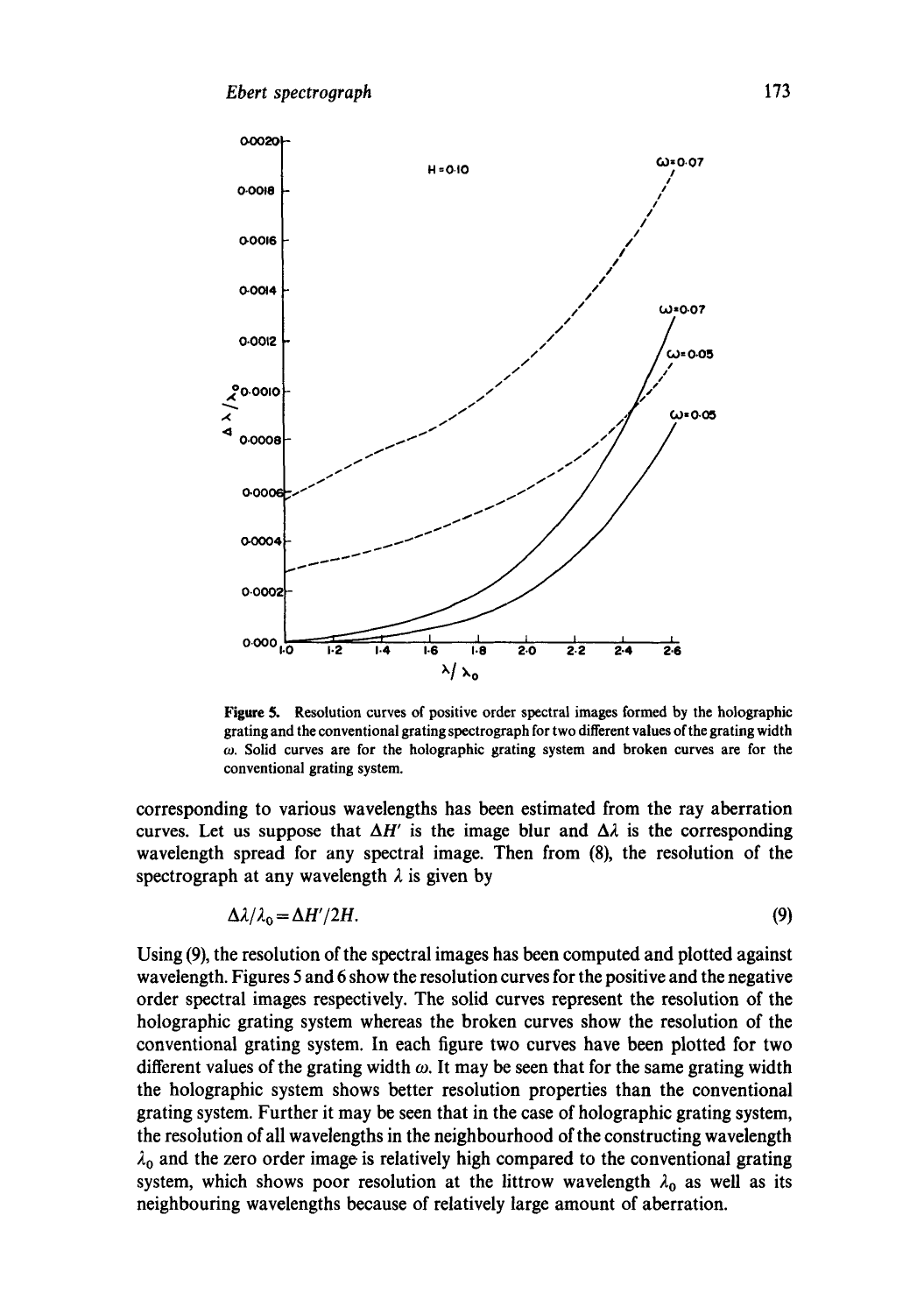Figure 5. Resolution curves of positive order spectral images formed by the holographic grating and the conventional grating spectrograph for two different values of the grating width $\omega$. Solid curves are for the holographic grating system and broken curves are for the conventional grating system.

corresponding to various wavelengths has been estimated from the ray aberration curves. Let us suppose that $\Delta H'$ is the image blur and $\Delta\lambda$ is the corresponding wavelength spread for any spectral image. Then from (8), the resolution of the spectrograph at any wavelength $\lambda$ is given by

$$\Delta\lambda/\lambda_0 = \Delta H'/2H. \tag{9}$$

Using (9), the resolution of the spectral images has been computed and plotted against wavelength. Figures 5 and 6 show the resolution curves for the positive and the negative order spectral images respectively. The solid curves represent the resolution of the holographic grating system whereas the broken curves show the resolution of the conventional grating system. In each figure two curves have been plotted for two different values of the grating width $\omega$. It may be seen that for the same grating width the holographic system shows better resolution properties than the conventional grating system. Further it may be seen that in the case of holographic grating system, the resolution of all wavelengths in the neighbourhood of the constructing wavelength $\lambda_0$ and the zero order image is relatively high compared to the conventional grating system, which shows poor resolution at the littrow wavelength $\lambda_0$ as well as its neighbouring wavelengths because of relatively large amount of aberration.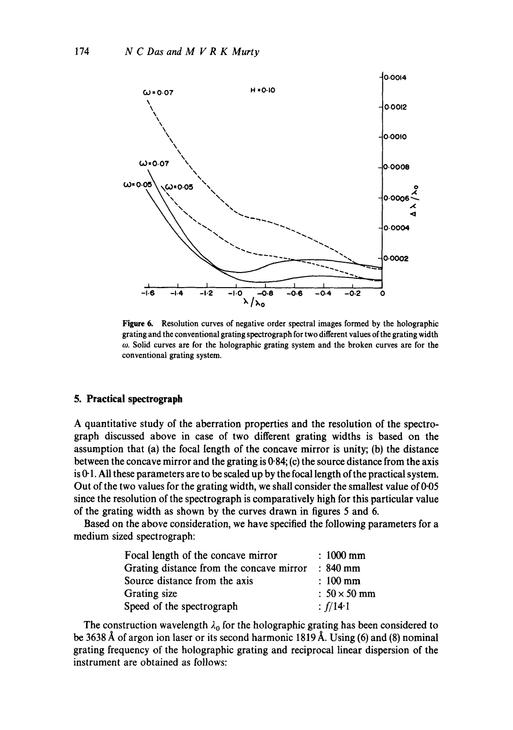Figure 6. Resolution curves of negative order spectral images formed by the holographic grating and the conventional grating spectrograph for two different values of the grating width $\omega$. Solid curves are for the holographic grating system and the broken curves are for the conventional grating system.

## 5. Practical spectrograph

A quantitative study of the aberration properties and the resolution of the spectrograph discussed above in case of two different grating widths is based on the assumption that (a) the focal length of the concave mirror is unity; (b) the distance between the concave mirror and the grating is 0·84; (c) the source distance from the axis is 0·1. All these parameters are to be scaled up by the focal length of the practical system. Out of the two values for the grating width, we shall consider the smallest value of 0·05 since the resolution of the spectrograph is comparatively high for this particular value of the grating width as shown by the curves drawn in figures 5 and 6.

Based on the above consideration, we have specified the following parameters for a medium sized spectrograph:

| | |
|---|---|
| Focal length of the concave mirror | : 1000 mm |
| Grating distance from the concave mirror | : 840 mm |
| Source distance from the axis | : 100 mm |
| Grating size | : 50 × 50 mm |
| Speed of the spectrograph | : $f/14{\cdot}1$ |

The construction wavelength $\lambda_0$ for the holographic grating has been considered to be 3638 Å of argon ion laser or its second harmonic 1819 Å. Using (6) and (8) nominal grating frequency of the holographic grating and reciprocal linear dispersion of the instrument are obtained as follows: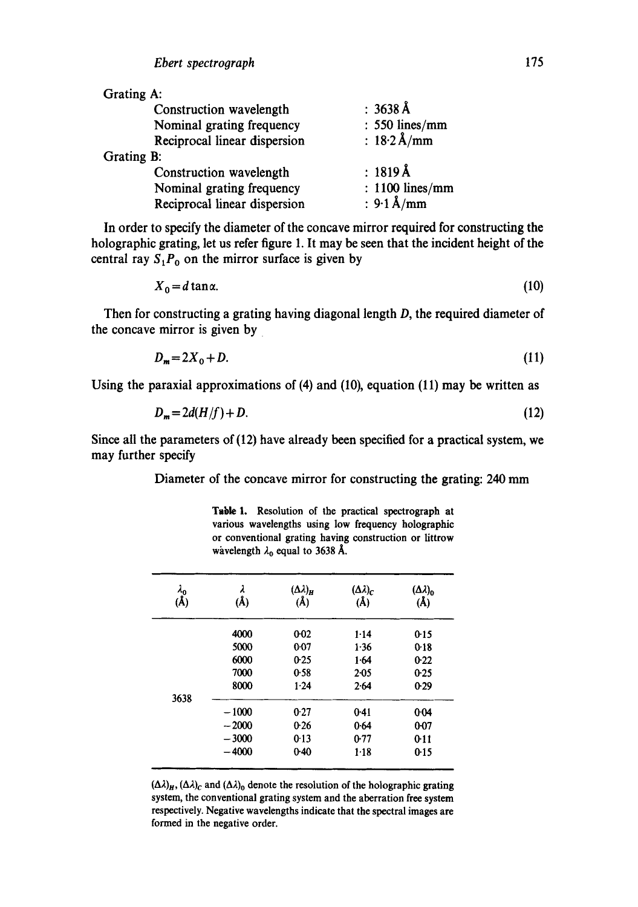Grating A:

| | |
|---|---|
| Construction wavelength | : 3638 Å |
| Nominal grating frequency | : 550 lines/mm |
| Reciprocal linear dispersion | : 18·2 Å/mm |

Grating B:

| | |
|---|---|
| Construction wavelength | : 1819 Å |
| Nominal grating frequency | : 1100 lines/mm |
| Reciprocal linear dispersion | : 9·1 Å/mm |

In order to specify the diameter of the concave mirror required for constructing the holographic grating, let us refer figure 1. It may be seen that the incident height of the central ray $S_1P_0$ on the mirror surface is given by

$$X_0 = d \tan \alpha. \tag{10}$$

Then for constructing a grating having diagonal length $D$, the required diameter of the concave mirror is given by

$$D_m = 2X_0 + D. \tag{11}$$

Using the paraxial approximations of (4) and (10), equation (11) may be written as

$$D_m = 2d(H/f) + D. \tag{12}$$

Since all the parameters of (12) have already been specified for a practical system, we may further specify

Diameter of the concave mirror for constructing the grating: 240 mm

**Table 1.** Resolution of the practical spectrograph at various wavelengths using low frequency holographic or conventional grating having construction or littrow wavelength $\lambda_0$ equal to 3638 Å.

| $\lambda_0$ (Å) | $\lambda$ (Å) | $(\Delta\lambda)_H$ (Å) | $(\Delta\lambda)_C$ (Å) | $(\Delta\lambda)_0$ (Å) |
|---|---|---|---|---|
| 3638 | 4000 | 0·02 | 1·14 | 0·15 |
| | 5000 | 0·07 | 1·36 | 0·18 |
| | 6000 | 0·25 | 1·64 | 0·22 |
| | 7000 | 0·58 | 2·05 | 0·25 |
| | 8000 | 1·24 | 2·64 | 0·29 |
| | −1000 | 0·27 | 0·41 | 0·04 |
| | −2000 | 0·26 | 0·64 | 0·07 |
| | −3000 | 0·13 | 0·77 | 0·11 |
| | −4000 | 0·40 | 1·18 | 0·15 |

$(\Delta\lambda)_H$, $(\Delta\lambda)_C$ and $(\Delta\lambda)_0$ denote the resolution of the holographic grating system, the conventional grating system and the aberration free system respectively. Negative wavelengths indicate that the spectral images are formed in the negative order.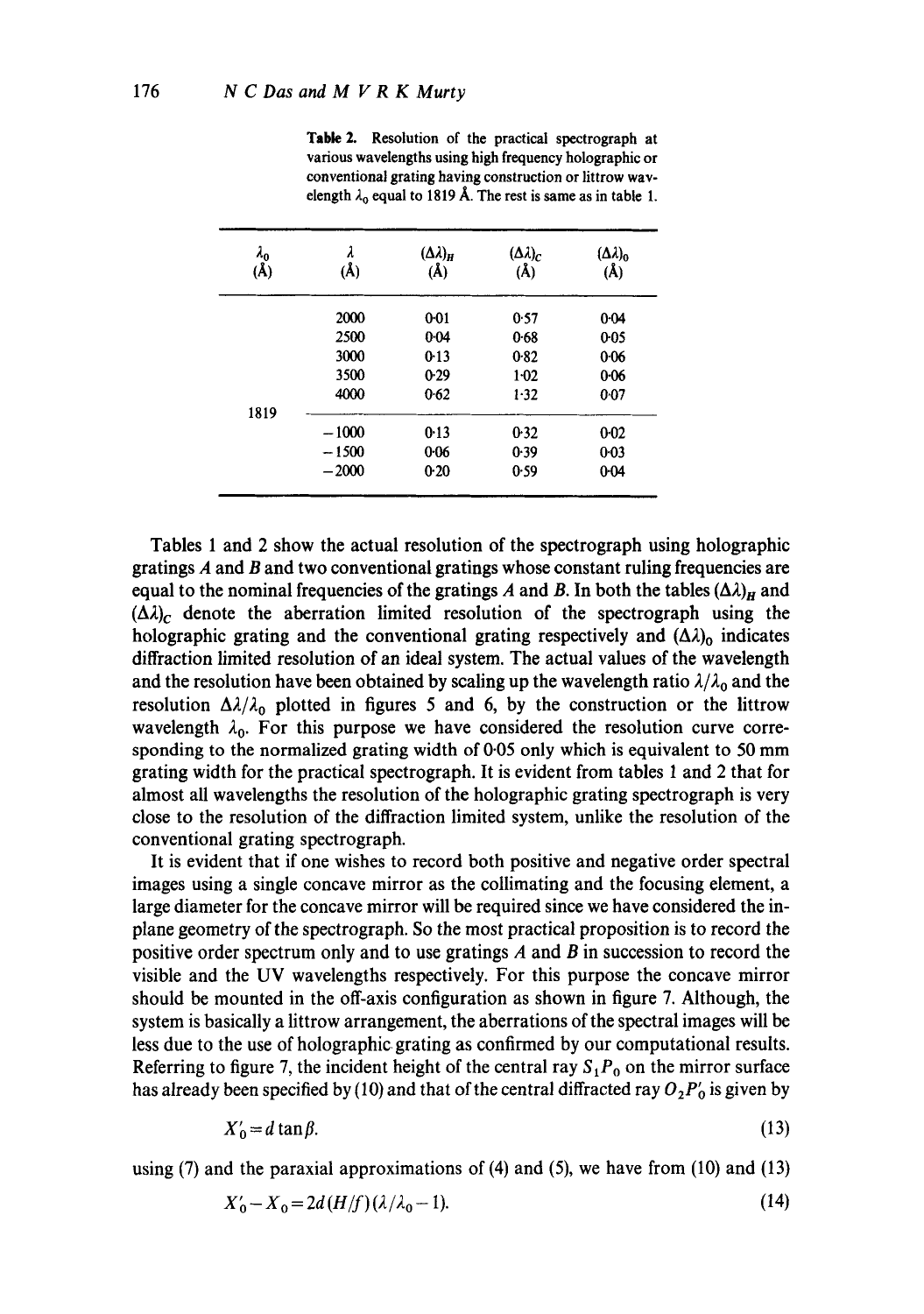**Table 2.** Resolution of the practical spectrograph at various wavelengths using high frequency holographic or conventional grating having construction or littrow wavelength $\lambda_0$ equal to 1819 Å. The rest is same as in table 1.

| $\lambda_0$ (Å) | $\lambda$ (Å) | $(\Delta\lambda)_H$ (Å) | $(\Delta\lambda)_C$ (Å) | $(\Delta\lambda)_0$ (Å) |
|---|---|---|---|---|
| 1819 | 2000 | 0·01 | 0·57 | 0·04 |
| | 2500 | 0·04 | 0·68 | 0·05 |
| | 3000 | 0·13 | 0·82 | 0·06 |
| | 3500 | 0·29 | 1·02 | 0·06 |
| | 4000 | 0·62 | 1·32 | 0·07 |
| | −1000 | 0·13 | 0·32 | 0·02 |
| | −1500 | 0·06 | 0·39 | 0·03 |
| | −2000 | 0·20 | 0·59 | 0·04 |

Tables 1 and 2 show the actual resolution of the spectrograph using holographic gratings $A$ and $B$ and two conventional gratings whose constant ruling frequencies are equal to the nominal frequencies of the gratings $A$ and $B$. In both the tables $(\Delta\lambda)_H$ and $(\Delta\lambda)_C$ denote the aberration limited resolution of the spectrograph using the holographic grating and the conventional grating respectively and $(\Delta\lambda)_0$ indicates diffraction limited resolution of an ideal system. The actual values of the wavelength and the resolution have been obtained by scaling up the wavelength ratio $\lambda/\lambda_0$ and the resolution $\Delta\lambda/\lambda_0$ plotted in figures 5 and 6, by the construction or the littrow wavelength $\lambda_0$. For this purpose we have considered the resolution curve corresponding to the normalized grating width of 0·05 only which is equivalent to 50 mm grating width for the practical spectrograph. It is evident from tables 1 and 2 that for almost all wavelengths the resolution of the holographic grating spectrograph is very close to the resolution of the diffraction limited system, unlike the resolution of the conventional grating spectrograph.

It is evident that if one wishes to record both positive and negative order spectral images using a single concave mirror as the collimating and the focusing element, a large diameter for the concave mirror will be required since we have considered the in-plane geometry of the spectrograph. So the most practical proposition is to record the positive order spectrum only and to use gratings $A$ and $B$ in succession to record the visible and the UV wavelengths respectively. For this purpose the concave mirror should be mounted in the off-axis configuration as shown in figure 7. Although, the system is basically a littrow arrangement, the aberrations of the spectral images will be less due to the use of holographic grating as confirmed by our computational results. Referring to figure 7, the incident height of the central ray $S_1P_0$ on the mirror surface has already been specified by (10) and that of the central diffracted ray $O_2P'_0$ is given by

$$X'_0 = d \tan\beta. \tag{13}$$

using (7) and the paraxial approximations of (4) and (5), we have from (10) and (13)

$$X'_0 - X_0 = 2d(H/f)(\lambda/\lambda_0 - 1). \tag{14}$$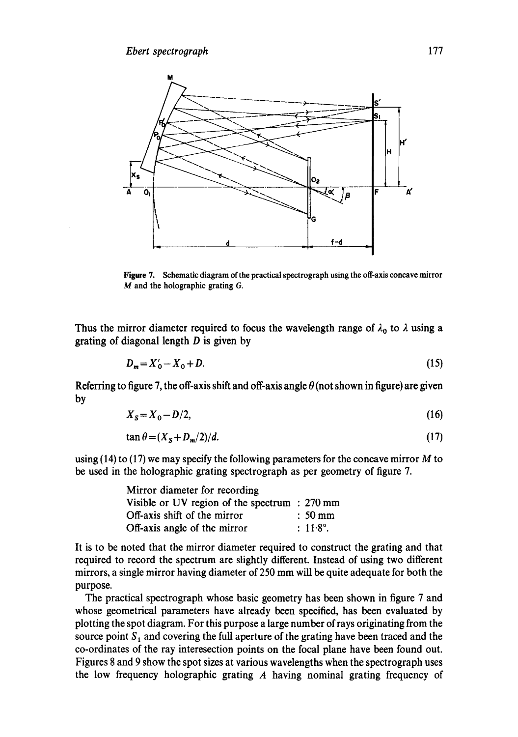Figure 7. Schematic diagram of the practical spectrograph using the off-axis concave mirror $M$ and the holographic grating $G$.

Thus the mirror diameter required to focus the wavelength range of $\lambda_0$ to $\lambda$ using a grating of diagonal length $D$ is given by

$$D_m = X'_0 - X_0 + D. \tag{15}$$

Referring to figure 7, the off-axis shift and off-axis angle $\theta$ (not shown in figure) are given by

$$X_S = X_0 - D/2, \tag{16}$$

$$\tan\theta = (X_S + D_m/2)/d. \tag{17}$$

using (14) to (17) we may specify the following parameters for the concave mirror $M$ to be used in the holographic grating spectrograph as per geometry of figure 7.

| | |
|---|---|
| Mirror diameter for recording | |
| Visible or UV region of the spectrum | : 270 mm |
| Off-axis shift of the mirror | : 50 mm |
| Off-axis angle of the mirror | : 11·8°. |

It is to be noted that the mirror diameter required to construct the grating and that required to record the spectrum are slightly different. Instead of using two different mirrors, a single mirror having diameter of 250 mm will be quite adequate for both the purpose.

The practical spectrograph whose basic geometry has been shown in figure 7 and whose geometrical parameters have already been specified, has been evaluated by plotting the spot diagram. For this purpose a large number of rays originating from the source point $S_1$ and covering the full aperture of the grating have been traced and the co-ordinates of the ray interesection points on the focal plane have been found out. Figures 8 and 9 show the spot sizes at various wavelengths when the spectrograph uses the low frequency holographic grating $A$ having nominal grating frequency of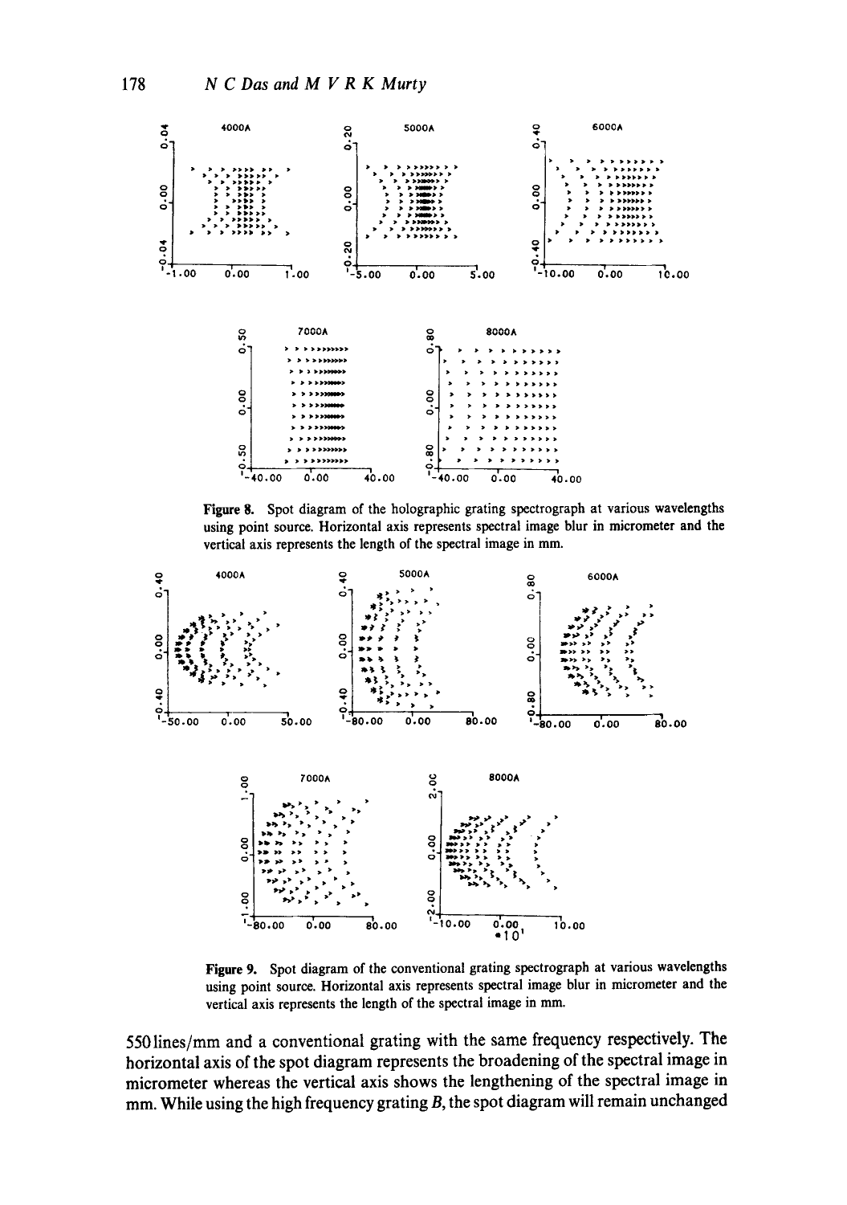**Figure 8.** Spot diagram of the holographic grating spectrograph at various wavelengths using point source. Horizontal axis represents spectral image blur in micrometer and the vertical axis represents the length of the spectral image in mm.

**Figure 9.** Spot diagram of the conventional grating spectrograph at various wavelengths using point source. Horizontal axis represents spectral image blur in micrometer and the vertical axis represents the length of the spectral image in mm.

550 lines/mm and a conventional grating with the same frequency respectively. The horizontal axis of the spot diagram represents the broadening of the spectral image in micrometer whereas the vertical axis shows the lengthening of the spectral image in mm. While using the high frequency grating $B$, the spot diagram will remain unchanged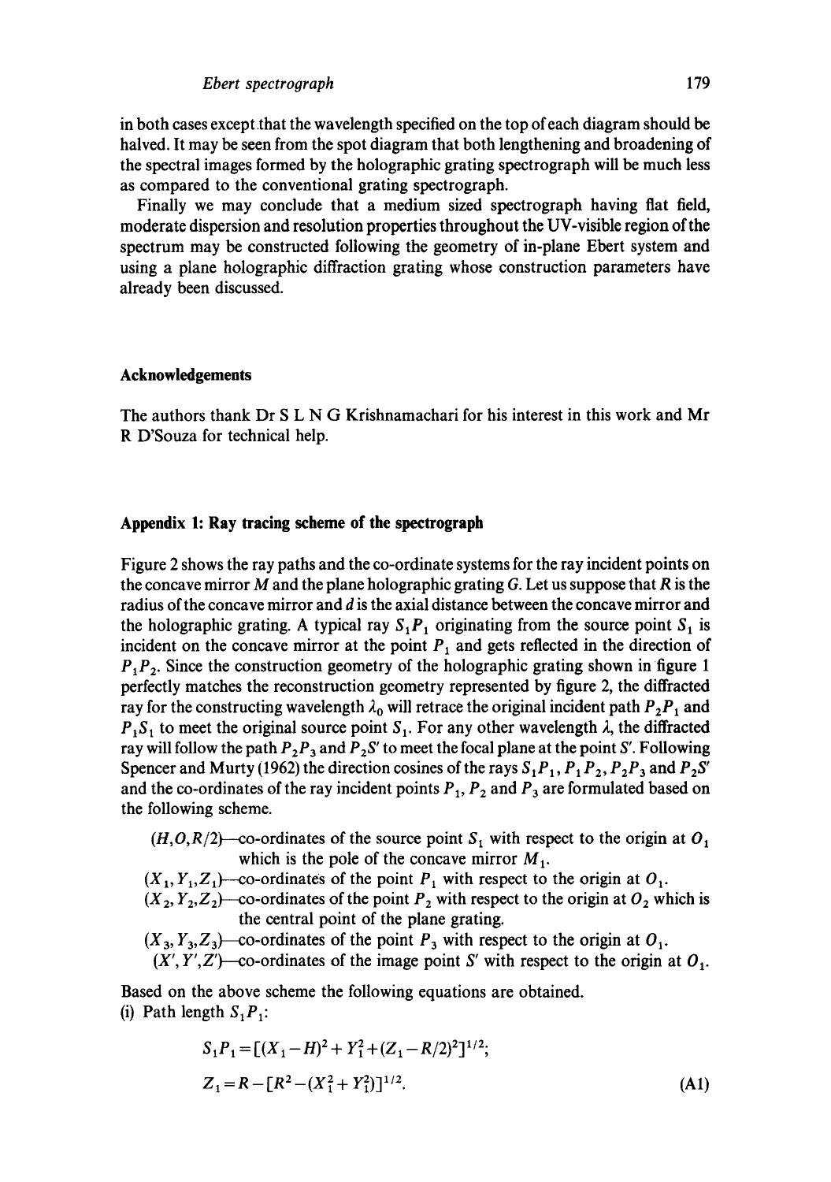in both cases except that the wavelength specified on the top of each diagram should be halved. It may be seen from the spot diagram that both lengthening and broadening of the spectral images formed by the holographic grating spectrograph will be much less as compared to the conventional grating spectrograph.

Finally we may conclude that a medium sized spectrograph having flat field, moderate dispersion and resolution properties throughout the UV-visible region of the spectrum may be constructed following the geometry of in-plane Ebert system and using a plane holographic diffraction grating whose construction parameters have already been discussed.

## Acknowledgements

The authors thank Dr S L N G Krishnamachari for his interest in this work and Mr R D'Souza for technical help.

## Appendix 1: Ray tracing scheme of the spectrograph

Figure 2 shows the ray paths and the co-ordinate systems for the ray incident points on the concave mirror $M$ and the plane holographic grating $G$. Let us suppose that $R$ is the radius of the concave mirror and $d$ is the axial distance between the concave mirror and the holographic grating. A typical ray $S_1P_1$ originating from the source point $S_1$ is incident on the concave mirror at the point $P_1$ and gets reflected in the direction of $P_1P_2$. Since the construction geometry of the holographic grating shown in figure 1 perfectly matches the reconstruction geometry represented by figure 2, the diffracted ray for the constructing wavelength $\lambda_0$ will retrace the original incident path $P_2P_1$ and $P_1S_1$ to meet the original source point $S_1$. For any other wavelength $\lambda$, the diffracted ray will follow the path $P_2P_3$ and $P_2S'$ to meet the focal plane at the point $S'$. Following Spencer and Murty (1962) the direction cosines of the rays $S_1P_1$, $P_1P_2$, $P_2P_3$ and $P_2S'$ and the co-ordinates of the ray incident points $P_1$, $P_2$ and $P_3$ are formulated based on the following scheme.

- $(H, O, R/2)$—co-ordinates of the source point $S_1$ with respect to the origin at $O_1$ which is the pole of the concave mirror $M_1$.
- $(X_1, Y_1, Z_1)$—co-ordinates of the point $P_1$ with respect to the origin at $O_1$.
- $(X_2, Y_2, Z_2)$—co-ordinates of the point $P_2$ with respect to the origin at $O_2$ which is the central point of the plane grating.
- $(X_3, Y_3, Z_3)$—co-ordinates of the point $P_3$ with respect to the origin at $O_1$.
- $(X', Y', Z')$—co-ordinates of the image point $S'$ with respect to the origin at $O_1$.

Based on the above scheme the following equations are obtained.

(i) Path length $S_1P_1$:

$$S_1P_1 = [(X_1 - H)^2 + Y_1^2 + (Z_1 - R/2)^2]^{1/2};$$

$$Z_1 = R - [R^2 - (X_1^2 + Y_1^2)]^{1/2}. \tag{A1}$$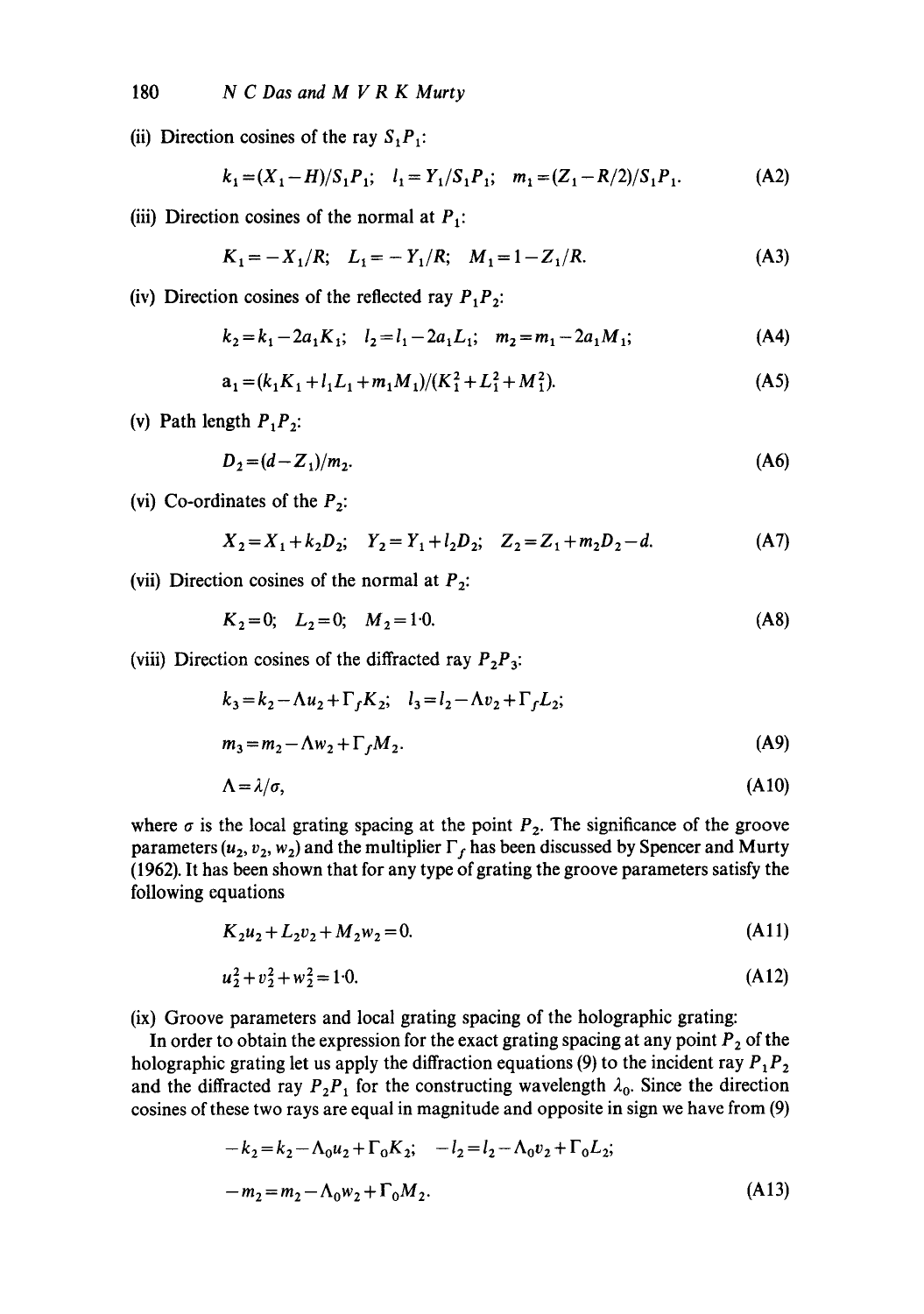(ii) Direction cosines of the ray $S_1P_1$:

$$k_1 = (X_1 - H)/S_1P_1; \quad l_1 = Y_1/S_1P_1; \quad m_1 = (Z_1 - R/2)/S_1P_1. \tag{A2}$$

(iii) Direction cosines of the normal at $P_1$:

$$K_1 = -X_1/R; \quad L_1 = -Y_1/R; \quad M_1 = 1 - Z_1/R. \tag{A3}$$

(iv) Direction cosines of the reflected ray $P_1P_2$:

$$k_2 = k_1 - 2a_1K_1; \quad l_2 = l_1 - 2a_1L_1; \quad m_2 = m_1 - 2a_1M_1; \tag{A4}$$

$$a_1 = (k_1K_1 + l_1L_1 + m_1M_1)/(K_1^2 + L_1^2 + M_1^2). \tag{A5}$$

(v) Path length $P_1P_2$:

$$D_2 = (d - Z_1)/m_2. \tag{A6}$$

(vi) Co-ordinates of the $P_2$:

$$X_2 = X_1 + k_2D_2; \quad Y_2 = Y_1 + l_2D_2; \quad Z_2 = Z_1 + m_2D_2 - d. \tag{A7}$$

(vii) Direction cosines of the normal at $P_2$:

$$K_2 = 0; \quad L_2 = 0; \quad M_2 = 1{\cdot}0. \tag{A8}$$

(viii) Direction cosines of the diffracted ray $P_2P_3$:

$$k_3 = k_2 - \Lambda u_2 + \Gamma_f K_2; \quad l_3 = l_2 - \Lambda v_2 + \Gamma_f L_2;$$

$$m_3 = m_2 - \Lambda w_2 + \Gamma_f M_2. \tag{A9}$$

$$\Lambda = \lambda/\sigma, \tag{A10}$$

where $\sigma$ is the local grating spacing at the point $P_2$. The significance of the groove parameters $(u_2, v_2, w_2)$ and the multiplier $\Gamma_f$ has been discussed by Spencer and Murty (1962). It has been shown that for any type of grating the groove parameters satisfy the following equations

$$K_2u_2 + L_2v_2 + M_2w_2 = 0. \tag{A11}$$

$$u_2^2 + v_2^2 + w_2^2 = 1{\cdot}0. \tag{A12}$$

(ix) Groove parameters and local grating spacing of the holographic grating:

In order to obtain the expression for the exact grating spacing at any point $P_2$ of the holographic grating let us apply the diffraction equations (9) to the incident ray $P_1P_2$ and the diffracted ray $P_2P_1$ for the constructing wavelength $\lambda_0$. Since the direction cosines of these two rays are equal in magnitude and opposite in sign we have from (9)

$$-k_2 = k_2 - \Lambda_0u_2 + \Gamma_0K_2; \quad -l_2 = l_2 - \Lambda_0v_2 + \Gamma_0L_2;$$

$$-m_2 = m_2 - \Lambda_0w_2 + \Gamma_0M_2. \tag{A13}$$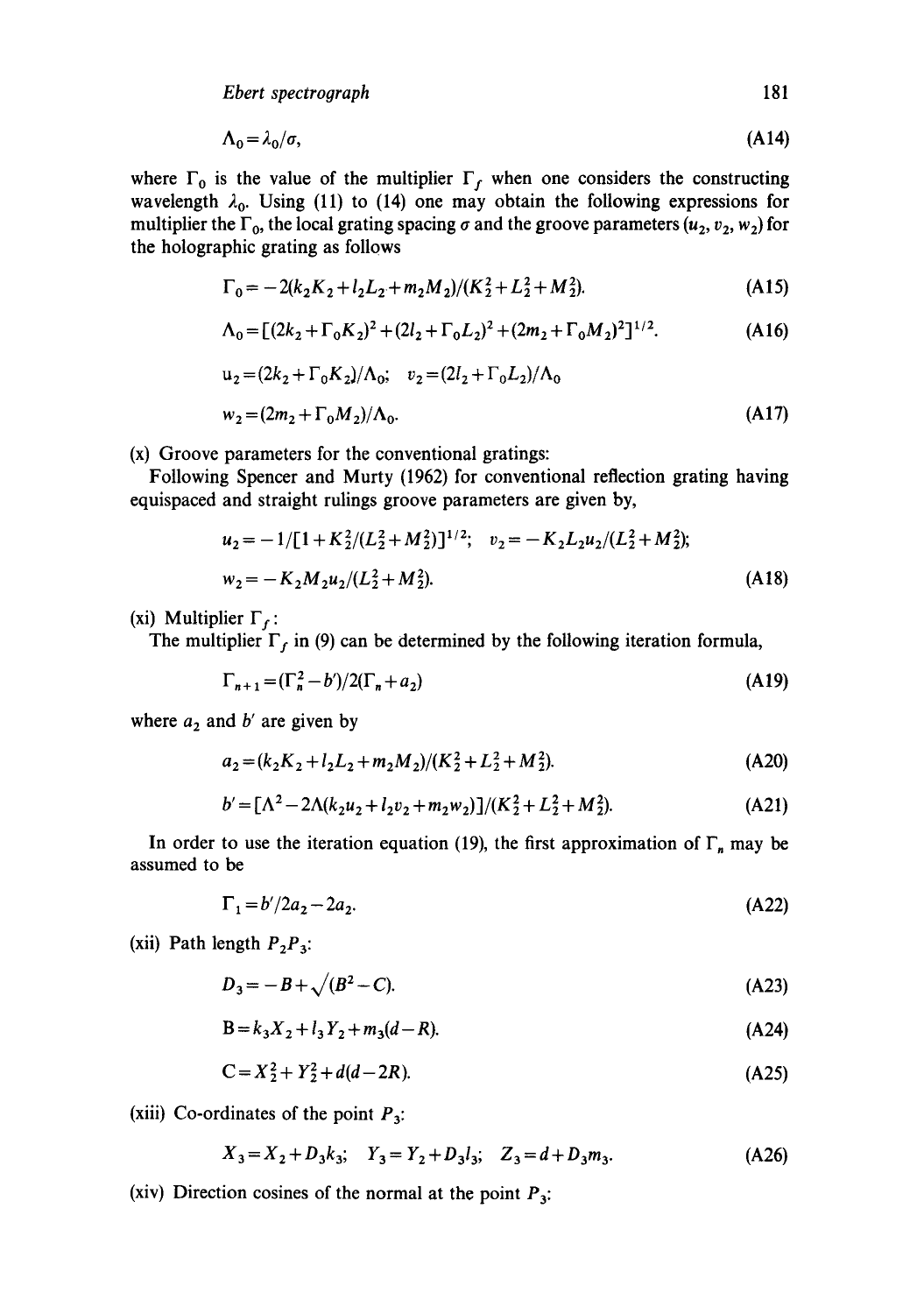$$\Lambda_0 = \lambda_0/\sigma, \tag{A14}$$

where $\Gamma_0$ is the value of the multiplier $\Gamma_f$ when one considers the constructing wavelength $\lambda_0$. Using (11) to (14) one may obtain the following expressions for multiplier the $\Gamma_0$, the local grating spacing $\sigma$ and the groove parameters $(u_2, v_2, w_2)$ for the holographic grating as follows

$$\Gamma_0 = -2(k_2K_2 + l_2L_2 + m_2M_2)/(K_2^2 + L_2^2 + M_2^2). \tag{A15}$$

$$\Lambda_0 = [(2k_2 + \Gamma_0K_2)^2 + (2l_2 + \Gamma_0L_2)^2 + (2m_2 + \Gamma_0M_2)^2]^{1/2}. \tag{A16}$$

$$u_2 = (2k_2 + \Gamma_0K_2)/\Lambda_0; \quad v_2 = (2l_2 + \Gamma_0L_2)/\Lambda_0$$

$$w_2 = (2m_2 + \Gamma_0M_2)/\Lambda_0. \tag{A17}$$

(x) Groove parameters for the conventional gratings:

Following Spencer and Murty (1962) for conventional reflection grating having equispaced and straight rulings groove parameters are given by,

$$u_2 = -1/[1 + K_2^2/(L_2^2 + M_2^2)]^{1/2}; \quad v_2 = -K_2L_2u_2/(L_2^2 + M_2^2);$$

$$w_2 = -K_2M_2u_2/(L_2^2 + M_2^2). \tag{A18}$$

(xi) Multiplier $\Gamma_f$:

The multiplier $\Gamma_f$ in (9) can be determined by the following iteration formula,

$$\Gamma_{n+1} = (\Gamma_n^2 - b')/2(\Gamma_n + a_2) \tag{A19}$$

where $a_2$ and $b'$ are given by

$$a_2 = (k_2K_2 + l_2L_2 + m_2M_2)/(K_2^2 + L_2^2 + M_2^2). \tag{A20}$$

$$b' = [\Lambda^2 - 2\Lambda(k_2u_2 + l_2v_2 + m_2w_2)]/(K_2^2 + L_2^2 + M_2^2). \tag{A21}$$

In order to use the iteration equation (19), the first approximation of $\Gamma_n$ may be assumed to be

$$\Gamma_1 = b'/2a_2 - 2a_2. \tag{A22}$$

(xii) Path length $P_2P_3$:

$$D_3 = -B + \sqrt{(B^2 - C)}. \tag{A23}$$

$$B = k_3X_2 + l_3Y_2 + m_3(d - R). \tag{A24}$$

$$C = X_2^2 + Y_2^2 + d(d - 2R). \tag{A25}$$

(xiii) Co-ordinates of the point $P_3$:

$$X_3 = X_2 + D_3k_3; \quad Y_3 = Y_2 + D_3l_3; \quad Z_3 = d + D_3m_3. \tag{A26}$$

(xiv) Direction cosines of the normal at the point $P_3$: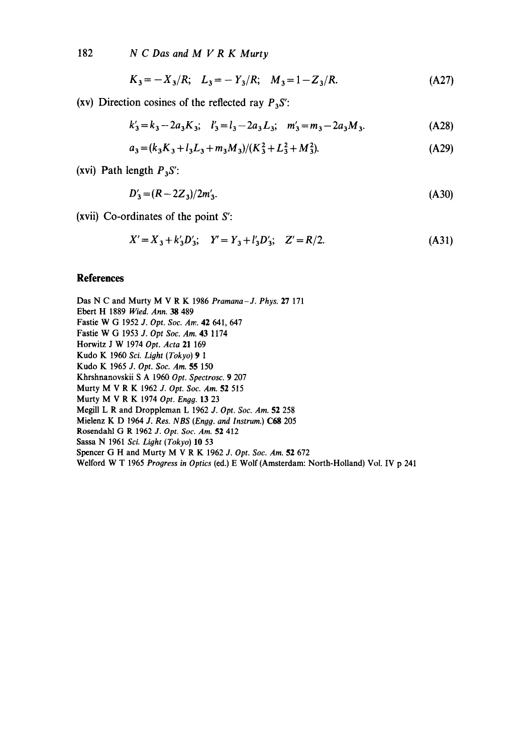$$K_3 = -X_3/R; \quad L_3 = -Y_3/R; \quad M_3 = 1 - Z_3/R. \tag{A27}$$

(xv) Direction cosines of the reflected ray $P_3S'$:

$$k'_3 = k_3 - 2a_3K_3; \quad l'_3 = l_3 - 2a_3L_3; \quad m'_3 = m_3 - 2a_3M_3. \tag{A28}$$

$$a_3 = (k_3K_3 + l_3L_3 + m_3M_3)/(K_3^2 + L_3^2 + M_3^2). \tag{A29}$$

(xvi) Path length $P_3S'$:

$$D'_3 = (R - 2Z_3)/2m'_3. \tag{A30}$$

(xvii) Co-ordinates of the point $S'$:

$$X' = X_3 + k'_3D'_3; \quad Y' = Y_3 + l'_3D'_3; \quad Z' = R/2. \tag{A31}$$

## References

Das N C and Murty M V R K 1986 *Pramana – J. Phys.* **27** 171

Ebert H 1889 *Wied. Ann.* **38** 489

Fastie W G 1952 *J. Opt. Soc. Am.* **42** 641, 647

Fastie W G 1953 *J. Opt Soc. Am.* **43** 1174

Horwitz J W 1974 *Opt. Acta* **21** 169

Kudo K 1960 *Sci. Light (Tokyo)* **9** 1

Kudo K 1965 *J. Opt. Soc. Am.* **55** 150

Khrshnanovskii S A 1960 *Opt. Spectrosc.* **9** 207

Murty M V R K 1962 *J. Opt. Soc. Am.* **52** 515

Murty M V R K 1974 *Opt. Engg.* **13** 23

Megill L R and Droppleman L 1962 *J. Opt. Soc. Am.* **52** 258

Mielenz K D 1964 *J. Res. NBS (Engg. and Instrum.)* **C68** 205

Rosendahl G R 1962 *J. Opt. Soc. Am.* **52** 412

Sassa N 1961 *Sci. Light (Tokyo)* **10** 53

Spencer G H and Murty M V R K 1962 *J. Opt. Soc. Am.* **52** 672

Welford W T 1965 *Progress in Optics* (ed.) E Wolf (Amsterdam: North-Holland) Vol. IV p 241